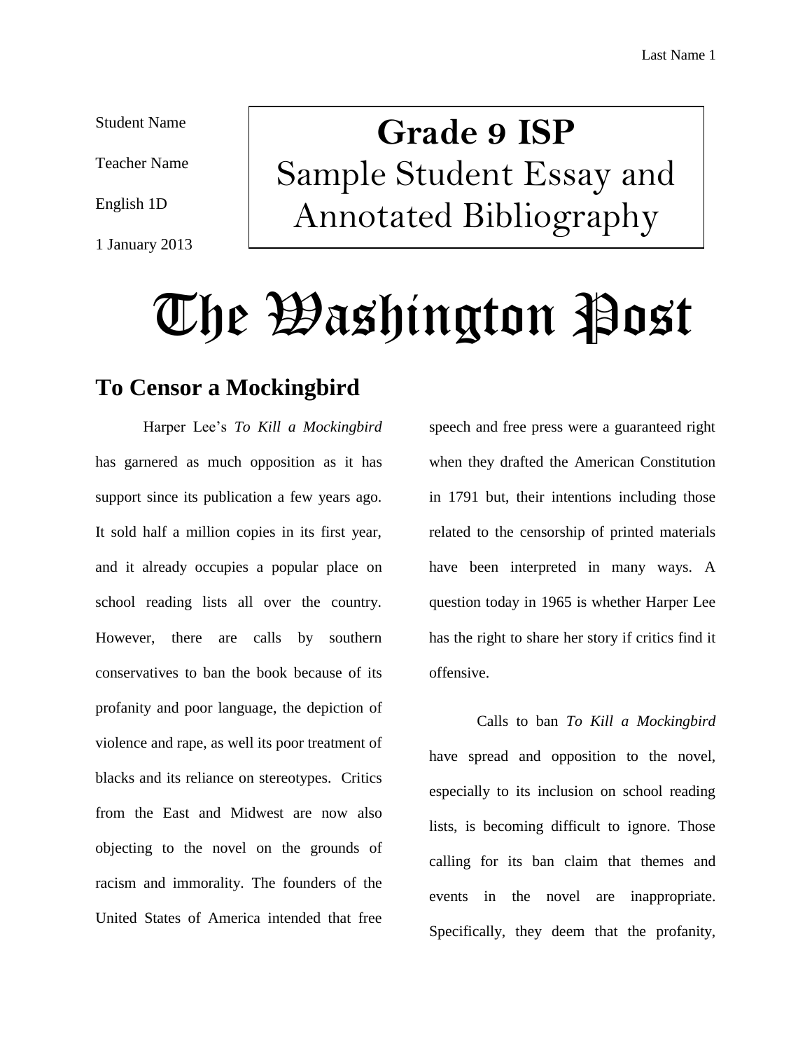Student Name

Teacher Name

English 1D

1 January 2013

**Grade 9 ISP**
Sample Student Essay and Annotated Bibliography

# The Washington Post

## To Censor a Mockingbird

Harper Lee's *To Kill a Mockingbird* has garnered as much opposition as it has support since its publication a few years ago. It sold half a million copies in its first year, and it already occupies a popular place on school reading lists all over the country. However, there are calls by southern conservatives to ban the book because of its profanity and poor language, the depiction of violence and rape, as well its poor treatment of blacks and its reliance on stereotypes. Critics from the East and Midwest are now also objecting to the novel on the grounds of racism and immorality. The founders of the United States of America intended that free speech and free press were a guaranteed right when they drafted the American Constitution in 1791 but, their intentions including those related to the censorship of printed materials have been interpreted in many ways. A question today in 1965 is whether Harper Lee has the right to share her story if critics find it offensive.

Calls to ban *To Kill a Mockingbird* have spread and opposition to the novel, especially to its inclusion on school reading lists, is becoming difficult to ignore. Those calling for its ban claim that themes and events in the novel are inappropriate. Specifically, they deem that the profanity,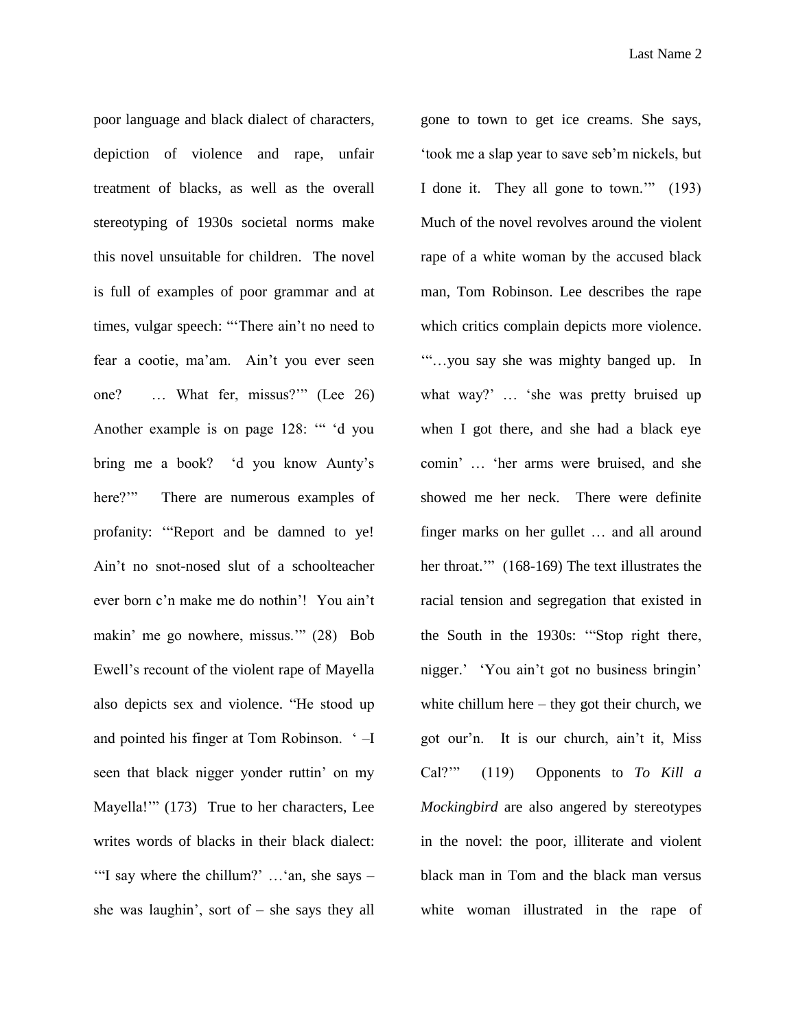poor language and black dialect of characters, depiction of violence and rape, unfair treatment of blacks, as well as the overall stereotyping of 1930s societal norms make this novel unsuitable for children. The novel is full of examples of poor grammar and at times, vulgar speech: "'There ain't no need to fear a cootie, ma'am. Ain't you ever seen one? … What fer, missus?'" (Lee 26) Another example is on page 128: "' 'd you bring me a book? 'd you know Aunty's here?'" There are numerous examples of profanity: "'Report and be damned to ye! Ain't no snot-nosed slut of a schoolteacher ever born c'n make me do nothin'! You ain't makin' me go nowhere, missus.'" (28) Bob Ewell's recount of the violent rape of Mayella also depicts sex and violence. "He stood up and pointed his finger at Tom Robinson. ' –I seen that black nigger yonder ruttin' on my Mayella!'" (173) True to her characters, Lee writes words of blacks in their black dialect: "'I say where the chillum?' …'an, she says – she was laughin', sort of – she says they all gone to town to get ice creams. She says, 'took me a slap year to save seb'm nickels, but I done it. They all gone to town.'" (193) Much of the novel revolves around the violent rape of a white woman by the accused black man, Tom Robinson. Lee describes the rape which critics complain depicts more violence. "'…you say she was mighty banged up. In what way?' … 'she was pretty bruised up when I got there, and she had a black eye comin' … 'her arms were bruised, and she showed me her neck. There were definite finger marks on her gullet … and all around her throat.'" (168-169) The text illustrates the racial tension and segregation that existed in the South in the 1930s: "'Stop right there, nigger.' 'You ain't got no business bringin' white chillum here – they got their church, we got our'n. It is our church, ain't it, Miss Cal?'" (119) Opponents to *To Kill a Mockingbird* are also angered by stereotypes in the novel: the poor, illiterate and violent black man in Tom and the black man versus white woman illustrated in the rape of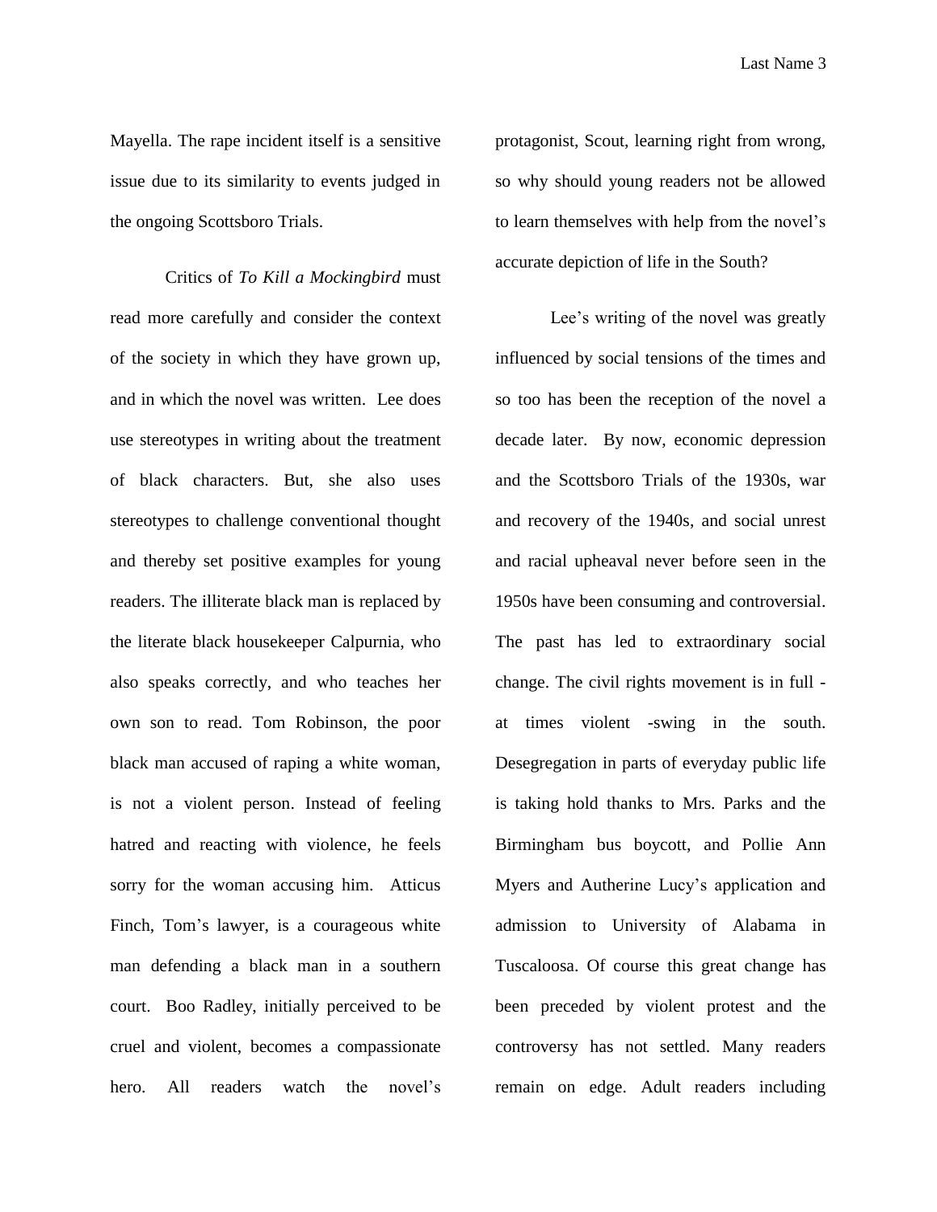Mayella. The rape incident itself is a sensitive issue due to its similarity to events judged in the ongoing Scottsboro Trials.

Critics of *To Kill a Mockingbird* must read more carefully and consider the context of the society in which they have grown up, and in which the novel was written. Lee does use stereotypes in writing about the treatment of black characters. But, she also uses stereotypes to challenge conventional thought and thereby set positive examples for young readers. The illiterate black man is replaced by the literate black housekeeper Calpurnia, who also speaks correctly, and who teaches her own son to read. Tom Robinson, the poor black man accused of raping a white woman, is not a violent person. Instead of feeling hatred and reacting with violence, he feels sorry for the woman accusing him. Atticus Finch, Tom's lawyer, is a courageous white man defending a black man in a southern court. Boo Radley, initially perceived to be cruel and violent, becomes a compassionate hero. All readers watch the novel's protagonist, Scout, learning right from wrong, so why should young readers not be allowed to learn themselves with help from the novel's accurate depiction of life in the South?

Lee's writing of the novel was greatly influenced by social tensions of the times and so too has been the reception of the novel a decade later. By now, economic depression and the Scottsboro Trials of the 1930s, war and recovery of the 1940s, and social unrest and racial upheaval never before seen in the 1950s have been consuming and controversial. The past has led to extraordinary social change. The civil rights movement is in full - at times violent -swing in the south. Desegregation in parts of everyday public life is taking hold thanks to Mrs. Parks and the Birmingham bus boycott, and Pollie Ann Myers and Autherine Lucy's application and admission to University of Alabama in Tuscaloosa. Of course this great change has been preceded by violent protest and the controversy has not settled. Many readers remain on edge. Adult readers including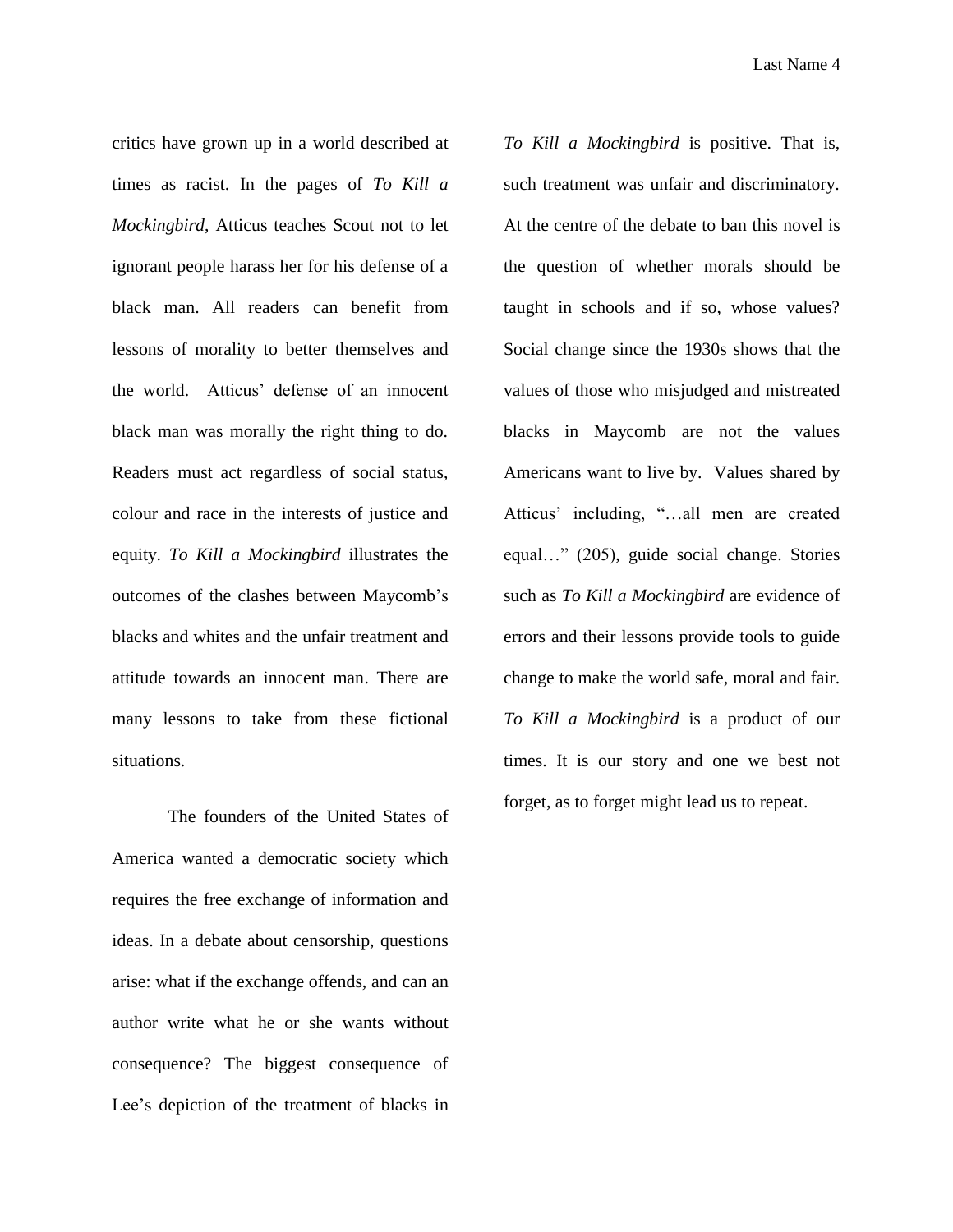critics have grown up in a world described at times as racist. In the pages of *To Kill a Mockingbird*, Atticus teaches Scout not to let ignorant people harass her for his defense of a black man. All readers can benefit from lessons of morality to better themselves and the world. Atticus' defense of an innocent black man was morally the right thing to do. Readers must act regardless of social status, colour and race in the interests of justice and equity. *To Kill a Mockingbird* illustrates the outcomes of the clashes between Maycomb's blacks and whites and the unfair treatment and attitude towards an innocent man. There are many lessons to take from these fictional situations.

The founders of the United States of America wanted a democratic society which requires the free exchange of information and ideas. In a debate about censorship, questions arise: what if the exchange offends, and can an author write what he or she wants without consequence? The biggest consequence of Lee's depiction of the treatment of blacks in *To Kill a Mockingbird* is positive. That is, such treatment was unfair and discriminatory. At the centre of the debate to ban this novel is the question of whether morals should be taught in schools and if so, whose values? Social change since the 1930s shows that the values of those who misjudged and mistreated blacks in Maycomb are not the values Americans want to live by. Values shared by Atticus' including, "…all men are created equal…" (205), guide social change. Stories such as *To Kill a Mockingbird* are evidence of errors and their lessons provide tools to guide change to make the world safe, moral and fair. *To Kill a Mockingbird* is a product of our times. It is our story and one we best not forget, as to forget might lead us to repeat.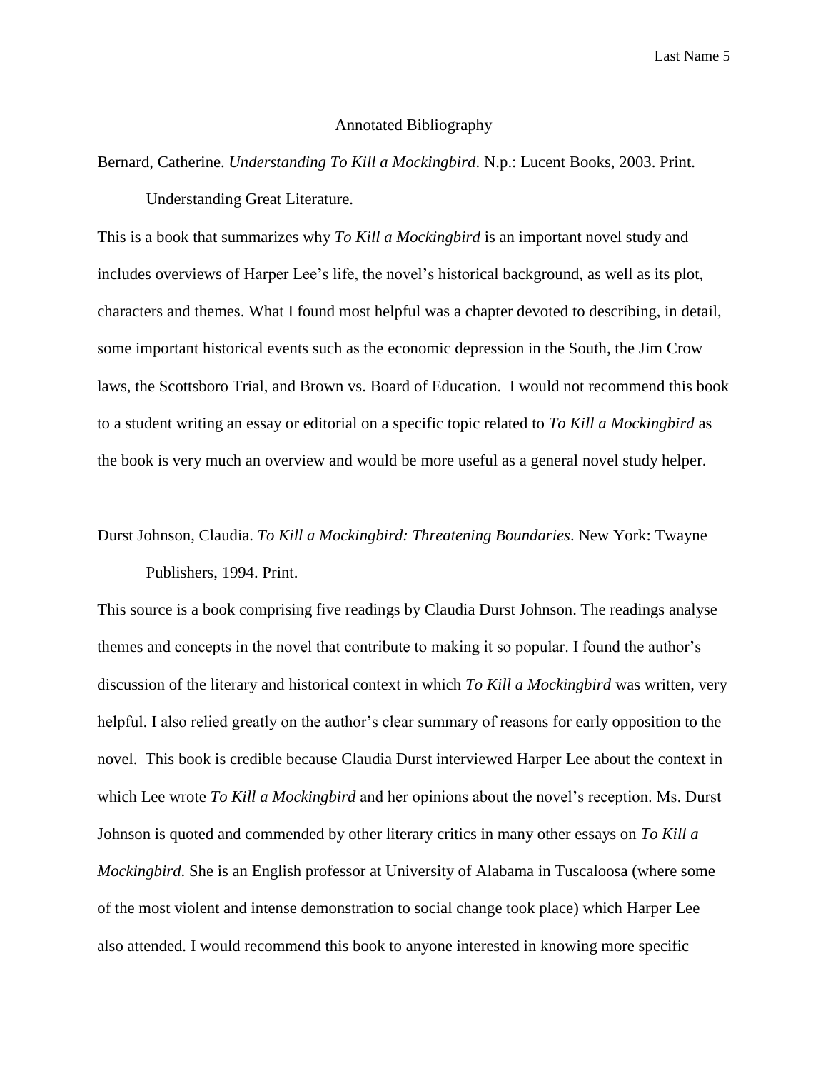# Annotated Bibliography

Bernard, Catherine. *Understanding To Kill a Mockingbird*. N.p.: Lucent Books, 2003. Print. Understanding Great Literature.

This is a book that summarizes why *To Kill a Mockingbird* is an important novel study and includes overviews of Harper Lee's life, the novel's historical background, as well as its plot, characters and themes. What I found most helpful was a chapter devoted to describing, in detail, some important historical events such as the economic depression in the South, the Jim Crow laws, the Scottsboro Trial, and Brown vs. Board of Education. I would not recommend this book to a student writing an essay or editorial on a specific topic related to *To Kill a Mockingbird* as the book is very much an overview and would be more useful as a general novel study helper.

Durst Johnson, Claudia. *To Kill a Mockingbird: Threatening Boundaries*. New York: Twayne Publishers, 1994. Print.

This source is a book comprising five readings by Claudia Durst Johnson. The readings analyse themes and concepts in the novel that contribute to making it so popular. I found the author's discussion of the literary and historical context in which *To Kill a Mockingbird* was written, very helpful. I also relied greatly on the author's clear summary of reasons for early opposition to the novel. This book is credible because Claudia Durst interviewed Harper Lee about the context in which Lee wrote *To Kill a Mockingbird* and her opinions about the novel's reception. Ms. Durst Johnson is quoted and commended by other literary critics in many other essays on *To Kill a Mockingbird.* She is an English professor at University of Alabama in Tuscaloosa (where some of the most violent and intense demonstration to social change took place) which Harper Lee also attended. I would recommend this book to anyone interested in knowing more specific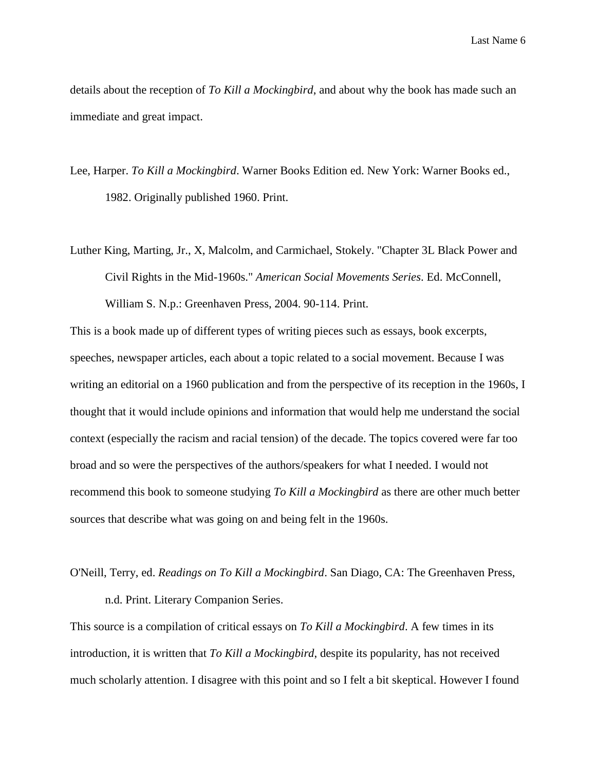details about the reception of *To Kill a Mockingbird*, and about why the book has made such an immediate and great impact.

Lee, Harper. *To Kill a Mockingbird*. Warner Books Edition ed. New York: Warner Books ed., 1982. Originally published 1960. Print.

Luther King, Marting, Jr., X, Malcolm, and Carmichael, Stokely. "Chapter 3L Black Power and Civil Rights in the Mid-1960s." *American Social Movements Series*. Ed. McConnell, William S. N.p.: Greenhaven Press, 2004. 90-114. Print.

This is a book made up of different types of writing pieces such as essays, book excerpts, speeches, newspaper articles, each about a topic related to a social movement. Because I was writing an editorial on a 1960 publication and from the perspective of its reception in the 1960s, I thought that it would include opinions and information that would help me understand the social context (especially the racism and racial tension) of the decade. The topics covered were far too broad and so were the perspectives of the authors/speakers for what I needed. I would not recommend this book to someone studying *To Kill a Mockingbird* as there are other much better sources that describe what was going on and being felt in the 1960s.

O'Neill, Terry, ed. *Readings on To Kill a Mockingbird*. San Diago, CA: The Greenhaven Press, n.d. Print. Literary Companion Series.

This source is a compilation of critical essays on *To Kill a Mockingbird*. A few times in its introduction, it is written that *To Kill a Mockingbird*, despite its popularity, has not received much scholarly attention. I disagree with this point and so I felt a bit skeptical. However I found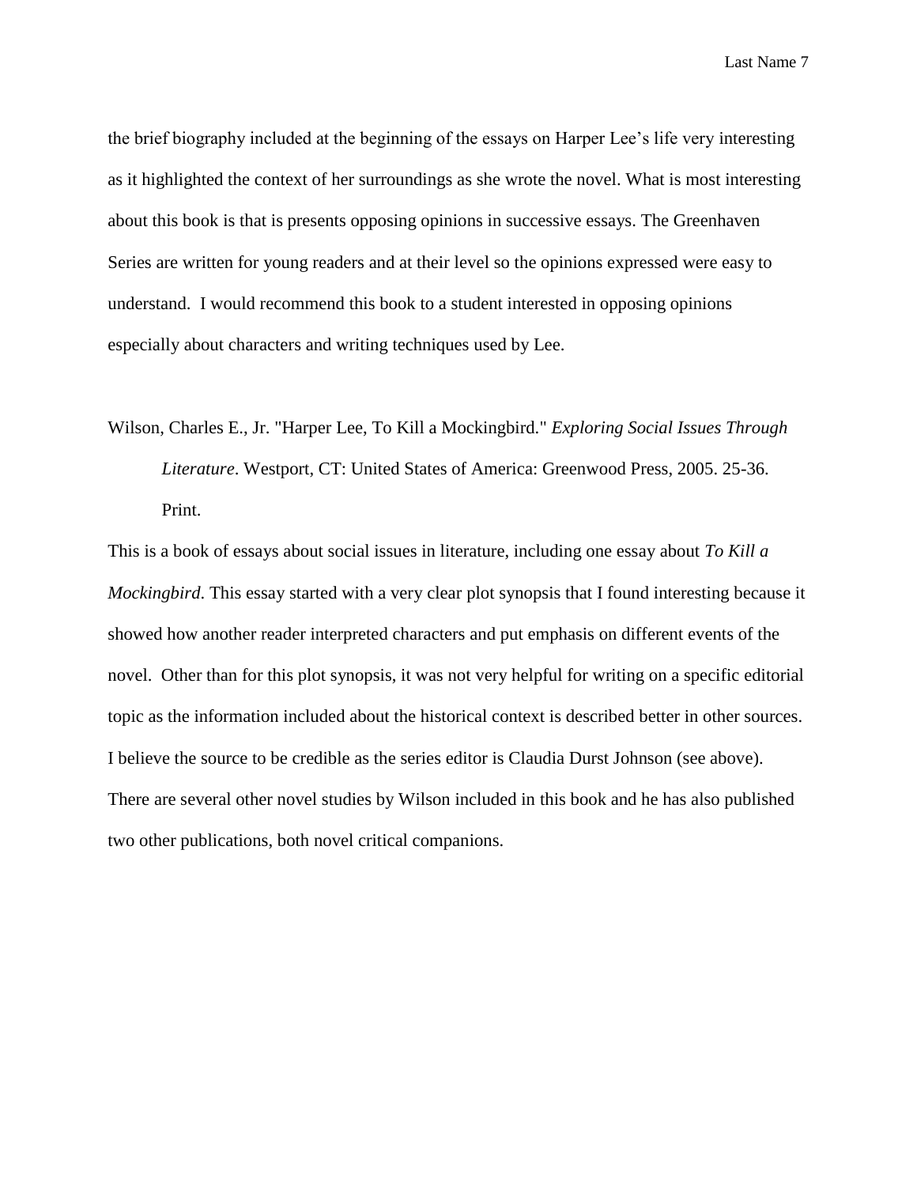the brief biography included at the beginning of the essays on Harper Lee's life very interesting as it highlighted the context of her surroundings as she wrote the novel. What is most interesting about this book is that is presents opposing opinions in successive essays. The Greenhaven Series are written for young readers and at their level so the opinions expressed were easy to understand. I would recommend this book to a student interested in opposing opinions especially about characters and writing techniques used by Lee.

Wilson, Charles E., Jr. "Harper Lee, To Kill a Mockingbird." *Exploring Social Issues Through Literature*. Westport, CT: United States of America: Greenwood Press, 2005. 25-36. Print.

This is a book of essays about social issues in literature, including one essay about *To Kill a Mockingbird*. This essay started with a very clear plot synopsis that I found interesting because it showed how another reader interpreted characters and put emphasis on different events of the novel. Other than for this plot synopsis, it was not very helpful for writing on a specific editorial topic as the information included about the historical context is described better in other sources. I believe the source to be credible as the series editor is Claudia Durst Johnson (see above). There are several other novel studies by Wilson included in this book and he has also published two other publications, both novel critical companions.